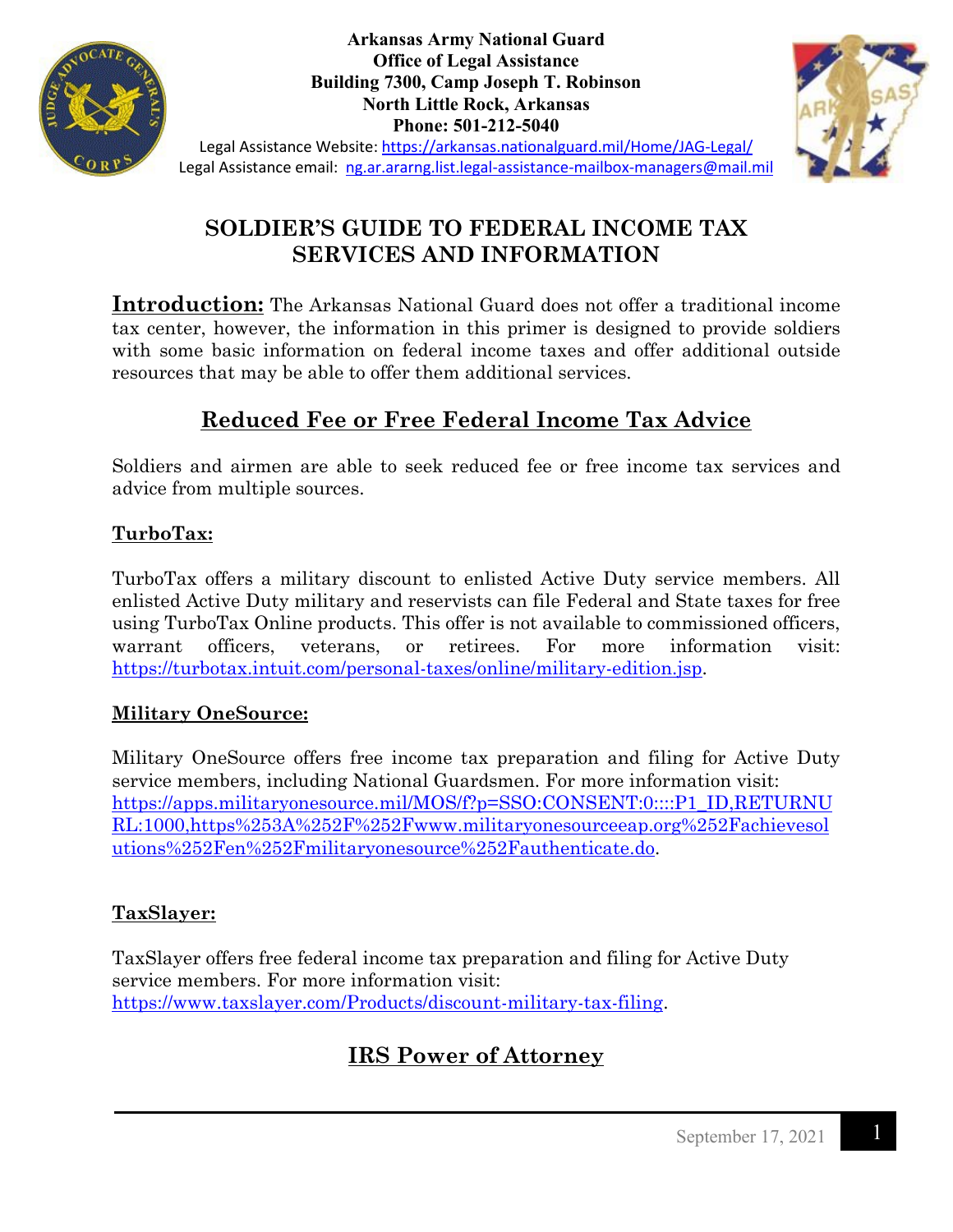**Arkansas Army National Guard**
**Office of Legal Assistance**
**Building 7300, Camp Joseph T. Robinson**
**North Little Rock, Arkansas**
**Phone: 501-212-5040**

Legal Assistance Website: https://arkansas.nationalguard.mil/Home/JAG-Legal/
Legal Assistance email: ng.ar.ararng.list.legal-assistance-mailbox-managers@mail.mil

# SOLDIER'S GUIDE TO FEDERAL INCOME TAX SERVICES AND INFORMATION

**Introduction:** The Arkansas National Guard does not offer a traditional income tax center, however, the information in this primer is designed to provide soldiers with some basic information on federal income taxes and offer additional outside resources that may be able to offer them additional services.

## Reduced Fee or Free Federal Income Tax Advice

Soldiers and airmen are able to seek reduced fee or free income tax services and advice from multiple sources.

### TurboTax:

TurboTax offers a military discount to enlisted Active Duty service members. All enlisted Active Duty military and reservists can file Federal and State taxes for free using TurboTax Online products. This offer is not available to commissioned officers, warrant officers, veterans, or retirees. For more information visit: https://turbotax.intuit.com/personal-taxes/online/military-edition.jsp.

### Military OneSource:

Military OneSource offers free income tax preparation and filing for Active Duty service members, including National Guardsmen. For more information visit: https://apps.militaryonesource.mil/MOS/f?p=SSO:CONSENT:0::::P1_ID,RETURNURL:1000,https%253A%252F%252Fwww.militaryonesourceeap.org%252Fachievesolutions%252Fen%252Fmilitaryonesource%252Fauthenticate.do.

### TaxSlayer:

TaxSlayer offers free federal income tax preparation and filing for Active Duty service members. For more information visit: https://www.taxslayer.com/Products/discount-military-tax-filing.

## IRS Power of Attorney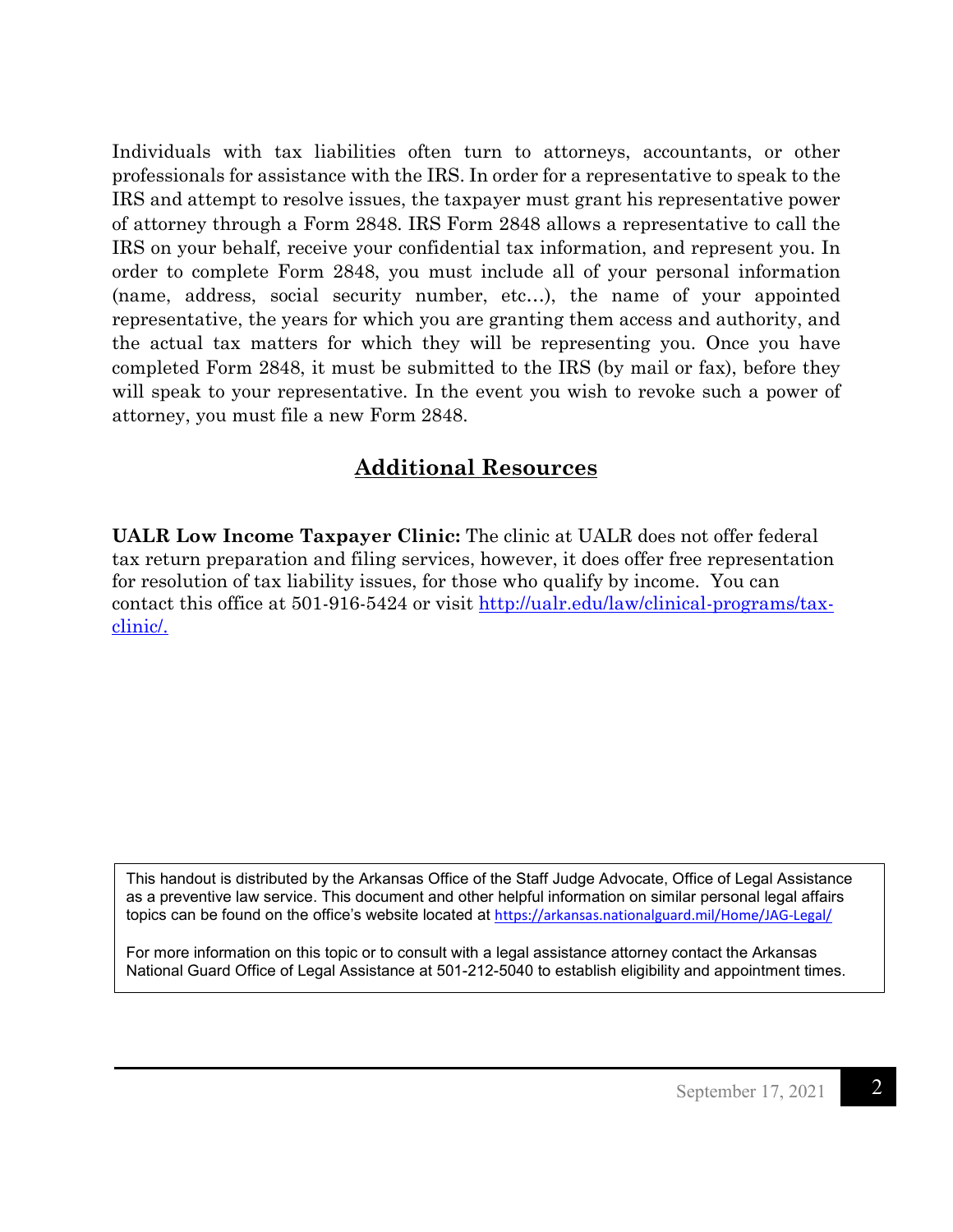Individuals with tax liabilities often turn to attorneys, accountants, or other professionals for assistance with the IRS. In order for a representative to speak to the IRS and attempt to resolve issues, the taxpayer must grant his representative power of attorney through a Form 2848. IRS Form 2848 allows a representative to call the IRS on your behalf, receive your confidential tax information, and represent you. In order to complete Form 2848, you must include all of your personal information (name, address, social security number, etc…), the name of your appointed representative, the years for which you are granting them access and authority, and the actual tax matters for which they will be representing you. Once you have completed Form 2848, it must be submitted to the IRS (by mail or fax), before they will speak to your representative. In the event you wish to revoke such a power of attorney, you must file a new Form 2848.

## Additional Resources

**UALR Low Income Taxpayer Clinic:** The clinic at UALR does not offer federal tax return preparation and filing services, however, it does offer free representation for resolution of tax liability issues, for those who qualify by income. You can contact this office at 501-916-5424 or visit http://ualr.edu/law/clinical-programs/tax-clinic/.

This handout is distributed by the Arkansas Office of the Staff Judge Advocate, Office of Legal Assistance as a preventive law service. This document and other helpful information on similar personal legal affairs topics can be found on the office's website located at https://arkansas.nationalguard.mil/Home/JAG-Legal/

For more information on this topic or to consult with a legal assistance attorney contact the Arkansas National Guard Office of Legal Assistance at 501-212-5040 to establish eligibility and appointment times.

September 17, 2021